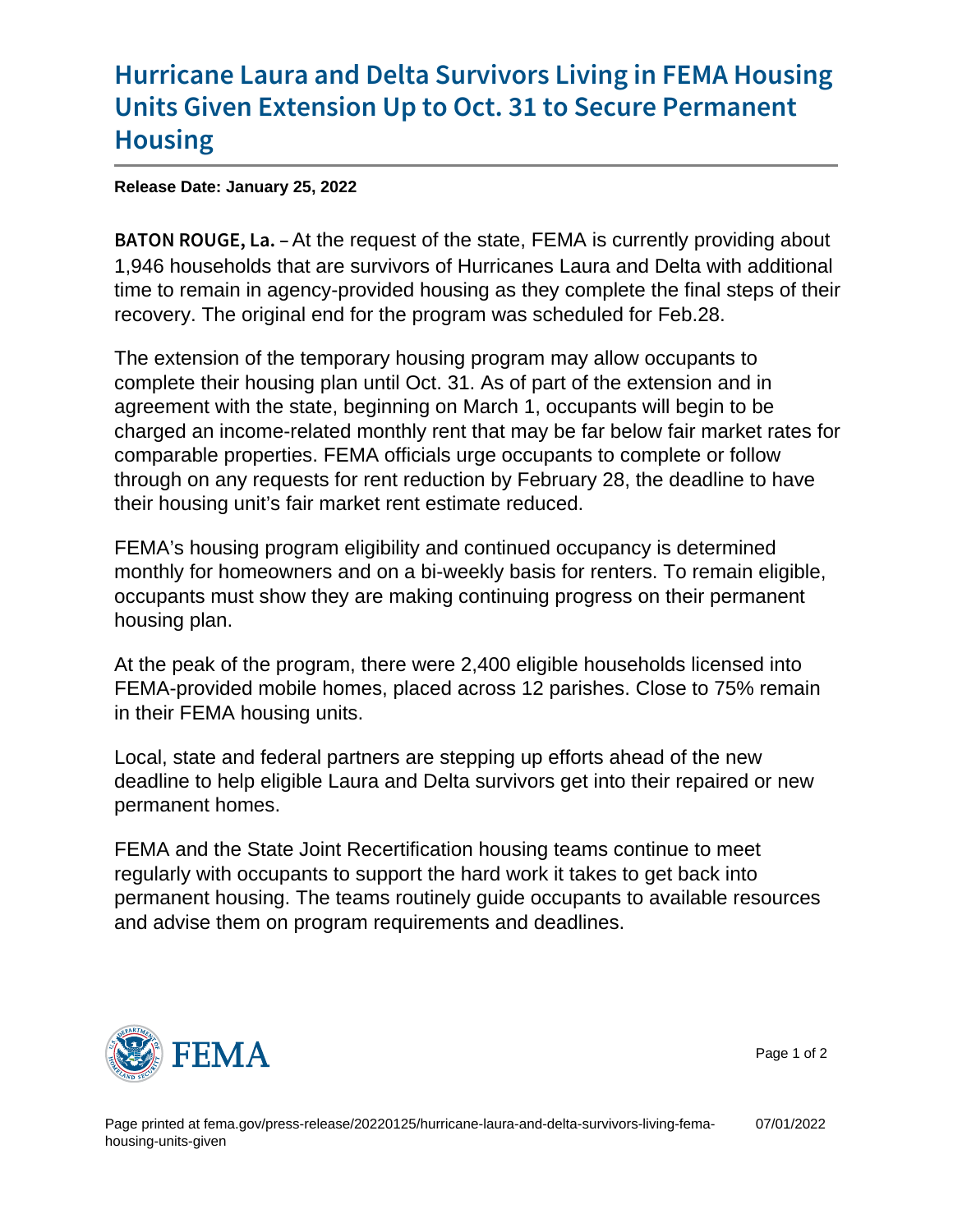# Hurricane Laura and Delta Survivors Living in FEMA Housing Units Given Extension Up to Oct. 31 to Secure Permanent Housing

**Release Date: January 25, 2022**

**BATON ROUGE, La.** – At the request of the state, FEMA is currently providing about 1,946 households that are survivors of Hurricanes Laura and Delta with additional time to remain in agency-provided housing as they complete the final steps of their recovery. The original end for the program was scheduled for Feb.28.

The extension of the temporary housing program may allow occupants to complete their housing plan until Oct. 31. As of part of the extension and in agreement with the state, beginning on March 1, occupants will begin to be charged an income-related monthly rent that may be far below fair market rates for comparable properties. FEMA officials urge occupants to complete or follow through on any requests for rent reduction by February 28, the deadline to have their housing unit's fair market rent estimate reduced.

FEMA's housing program eligibility and continued occupancy is determined monthly for homeowners and on a bi-weekly basis for renters. To remain eligible, occupants must show they are making continuing progress on their permanent housing plan.

At the peak of the program, there were 2,400 eligible households licensed into FEMA-provided mobile homes, placed across 12 parishes. Close to 75% remain in their FEMA housing units.

Local, state and federal partners are stepping up efforts ahead of the new deadline to help eligible Laura and Delta survivors get into their repaired or new permanent homes.

FEMA and the State Joint Recertification housing teams continue to meet regularly with occupants to support the hard work it takes to get back into permanent housing. The teams routinely guide occupants to available resources and advise them on program requirements and deadlines.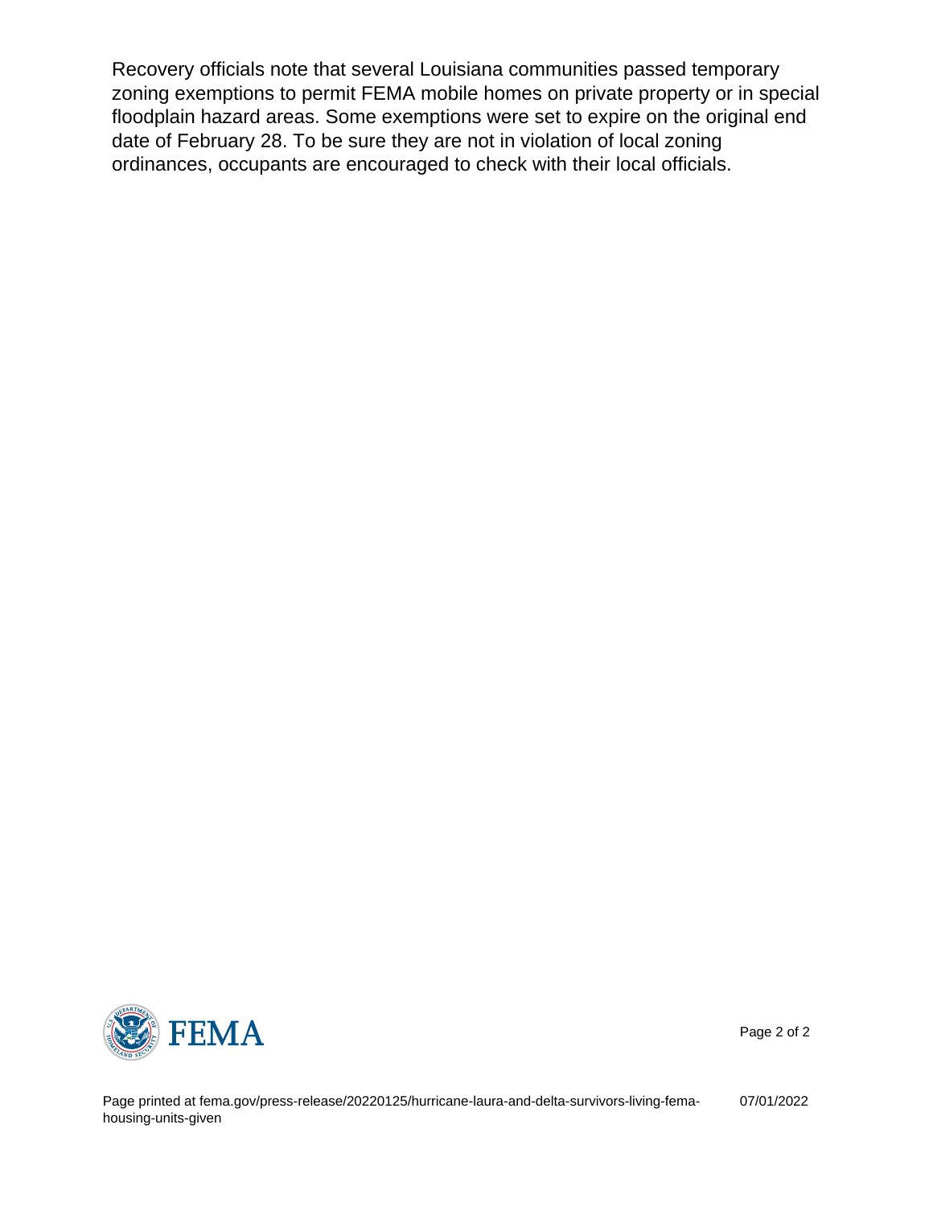Recovery officials note that several Louisiana communities passed temporary zoning exemptions to permit FEMA mobile homes on private property or in special floodplain hazard areas. Some exemptions were set to expire on the original end date of February 28. To be sure they are not in violation of local zoning ordinances, occupants are encouraged to check with their local officials.